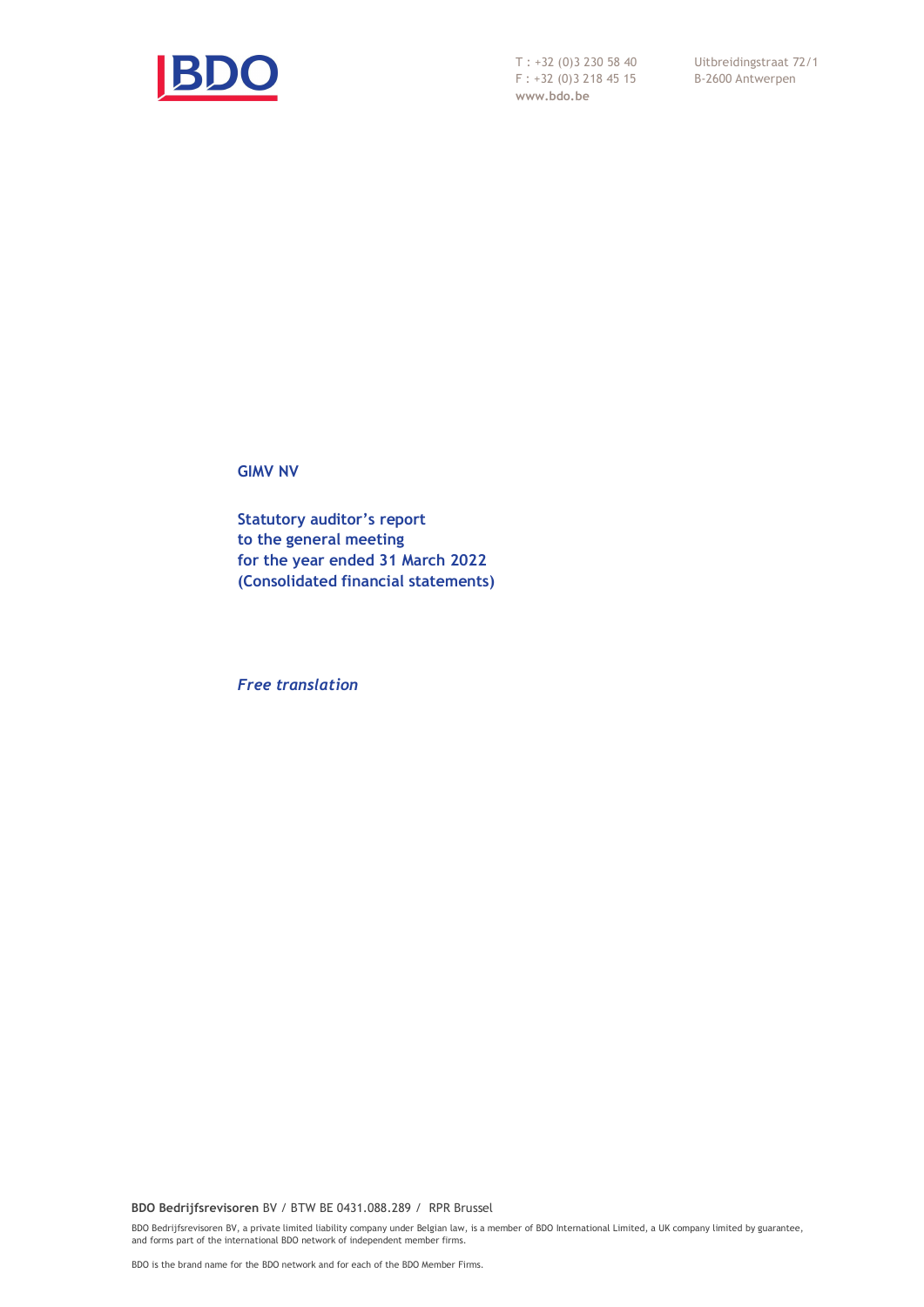T : +32 (0)3 230 58 40
F : +32 (0)3 218 45 15
www.bdo.be

Uitbreidingstraat 72/1
B-2600 Antwerpen

**GIMV NV**

**Statutory auditor's report**
**to the general meeting**
**for the year ended 31 March 2022**
**(Consolidated financial statements)**

***Free translation***

**BDO Bedrijfsrevisoren** BV / BTW BE 0431.088.289 / RPR Brussel

BDO Bedrijfsrevisoren BV, a private limited liability company under Belgian law, is a member of BDO International Limited, a UK company limited by guarantee, and forms part of the international BDO network of independent member firms.

BDO is the brand name for the BDO network and for each of the BDO Member Firms.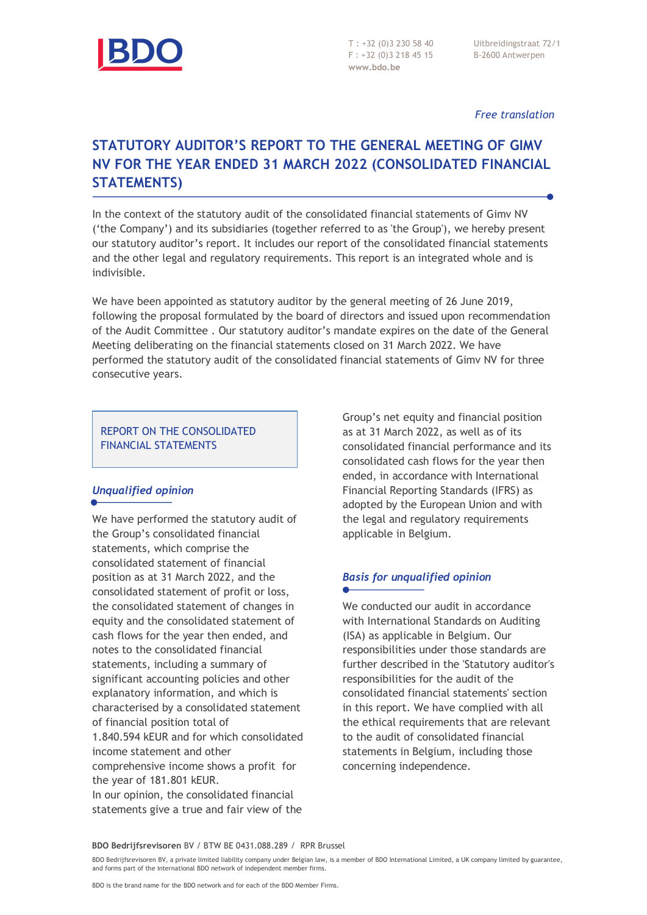*Free translation*

# STATUTORY AUDITOR'S REPORT TO THE GENERAL MEETING OF GIMV NV FOR THE YEAR ENDED 31 MARCH 2022 (CONSOLIDATED FINANCIAL STATEMENTS)

In the context of the statutory audit of the consolidated financial statements of Gimv NV ('the Company') and its subsidiaries (together referred to as 'the Group'), we hereby present our statutory auditor's report. It includes our report of the consolidated financial statements and the other legal and regulatory requirements. This report is an integrated whole and is indivisible.

We have been appointed as statutory auditor by the general meeting of 26 June 2019, following the proposal formulated by the board of directors and issued upon recommendation of the Audit Committee . Our statutory auditor's mandate expires on the date of the General Meeting deliberating on the financial statements closed on 31 March 2022. We have performed the statutory audit of the consolidated financial statements of Gimv NV for three consecutive years.

## REPORT ON THE CONSOLIDATED FINANCIAL STATEMENTS

### *Unqualified opinion*

We have performed the statutory audit of the Group's consolidated financial statements, which comprise the consolidated statement of financial position as at 31 March 2022, and the consolidated statement of profit or loss, the consolidated statement of changes in equity and the consolidated statement of cash flows for the year then ended, and notes to the consolidated financial statements, including a summary of significant accounting policies and other explanatory information, and which is characterised by a consolidated statement of financial position total of 1.840.594 kEUR and for which consolidated income statement and other comprehensive income shows a profit for the year of 181.801 kEUR.

In our opinion, the consolidated financial statements give a true and fair view of the Group's net equity and financial position as at 31 March 2022, as well as of its consolidated financial performance and its consolidated cash flows for the year then ended, in accordance with International Financial Reporting Standards (IFRS) as adopted by the European Union and with the legal and regulatory requirements applicable in Belgium.

### *Basis for unqualified opinion*

We conducted our audit in accordance with International Standards on Auditing (ISA) as applicable in Belgium. Our responsibilities under those standards are further described in the 'Statutory auditor's responsibilities for the audit of the consolidated financial statements' section in this report. We have complied with all the ethical requirements that are relevant to the audit of consolidated financial statements in Belgium, including those concerning independence.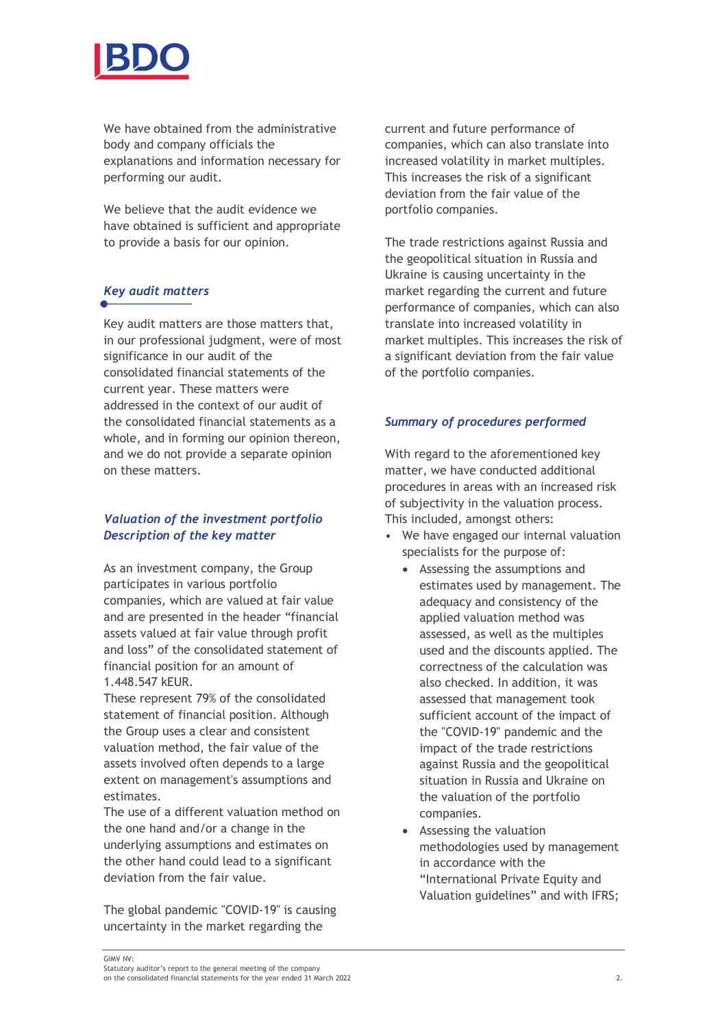We have obtained from the administrative body and company officials the explanations and information necessary for performing our audit.

We believe that the audit evidence we have obtained is sufficient and appropriate to provide a basis for our opinion.

### *Key audit matters*

Key audit matters are those matters that, in our professional judgment, were of most significance in our audit of the consolidated financial statements of the current year. These matters were addressed in the context of our audit of the consolidated financial statements as a whole, and in forming our opinion thereon, and we do not provide a separate opinion on these matters.

### *Valuation of the investment portfolio*

#### *Description of the key matter*

As an investment company, the Group participates in various portfolio companies, which are valued at fair value and are presented in the header “financial assets valued at fair value through profit and loss” of the consolidated statement of financial position for an amount of 1.448.547 kEUR.
These represent 79% of the consolidated statement of financial position. Although the Group uses a clear and consistent valuation method, the fair value of the assets involved often depends to a large extent on management's assumptions and estimates.
The use of a different valuation method on the one hand and/or a change in the underlying assumptions and estimates on the other hand could lead to a significant deviation from the fair value.

The global pandemic "COVID-19" is causing uncertainty in the market regarding the current and future performance of companies, which can also translate into increased volatility in market multiples. This increases the risk of a significant deviation from the fair value of the portfolio companies.

The trade restrictions against Russia and the geopolitical situation in Russia and Ukraine is causing uncertainty in the market regarding the current and future performance of companies, which can also translate into increased volatility in market multiples. This increases the risk of a significant deviation from the fair value of the portfolio companies.

#### *Summary of procedures performed*

With regard to the aforementioned key matter, we have conducted additional procedures in areas with an increased risk of subjectivity in the valuation process. This included, amongst others:

- We have engaged our internal valuation specialists for the purpose of:
  - Assessing the assumptions and estimates used by management. The adequacy and consistency of the applied valuation method was assessed, as well as the multiples used and the discounts applied. The correctness of the calculation was also checked. In addition, it was assessed that management took sufficient account of the impact of the "COVID-19" pandemic and the impact of the trade restrictions against Russia and the geopolitical situation in Russia and Ukraine on the valuation of the portfolio companies.
  - Assessing the valuation methodologies used by management in accordance with the “International Private Equity and Valuation guidelines” and with IFRS;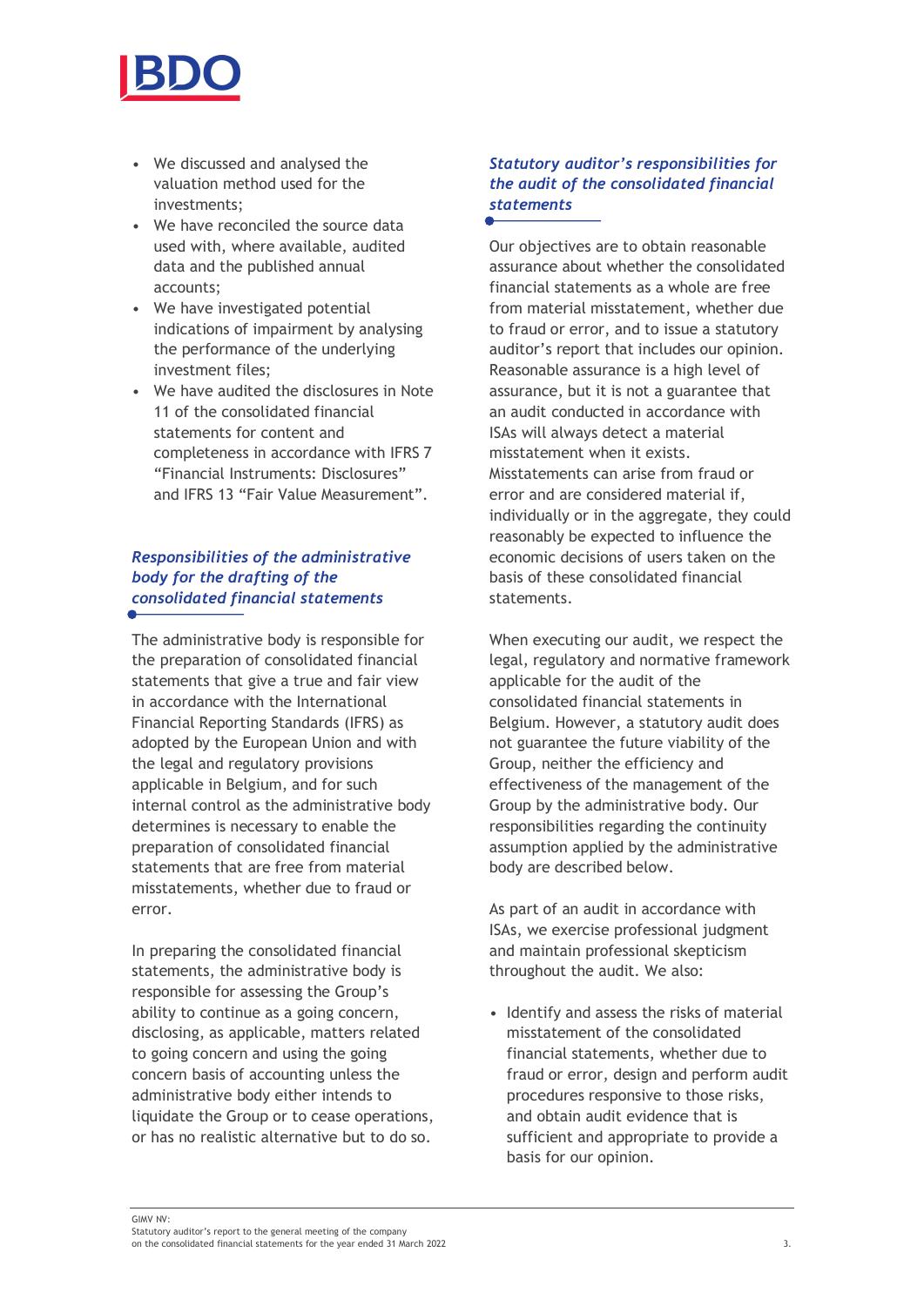- We discussed and analysed the valuation method used for the investments;
- We have reconciled the source data used with, where available, audited data and the published annual accounts;
- We have investigated potential indications of impairment by analysing the performance of the underlying investment files;
- We have audited the disclosures in Note 11 of the consolidated financial statements for content and completeness in accordance with IFRS 7 "Financial Instruments: Disclosures" and IFRS 13 "Fair Value Measurement".

### *Responsibilities of the administrative body for the drafting of the consolidated financial statements*

The administrative body is responsible for the preparation of consolidated financial statements that give a true and fair view in accordance with the International Financial Reporting Standards (IFRS) as adopted by the European Union and with the legal and regulatory provisions applicable in Belgium, and for such internal control as the administrative body determines is necessary to enable the preparation of consolidated financial statements that are free from material misstatements, whether due to fraud or error.

In preparing the consolidated financial statements, the administrative body is responsible for assessing the Group's ability to continue as a going concern, disclosing, as applicable, matters related to going concern and using the going concern basis of accounting unless the administrative body either intends to liquidate the Group or to cease operations, or has no realistic alternative but to do so.

### *Statutory auditor's responsibilities for the audit of the consolidated financial statements*

Our objectives are to obtain reasonable assurance about whether the consolidated financial statements as a whole are free from material misstatement, whether due to fraud or error, and to issue a statutory auditor's report that includes our opinion. Reasonable assurance is a high level of assurance, but it is not a guarantee that an audit conducted in accordance with ISAs will always detect a material misstatement when it exists. Misstatements can arise from fraud or error and are considered material if, individually or in the aggregate, they could reasonably be expected to influence the economic decisions of users taken on the basis of these consolidated financial statements.

When executing our audit, we respect the legal, regulatory and normative framework applicable for the audit of the consolidated financial statements in Belgium. However, a statutory audit does not guarantee the future viability of the Group, neither the efficiency and effectiveness of the management of the Group by the administrative body. Our responsibilities regarding the continuity assumption applied by the administrative body are described below.

As part of an audit in accordance with ISAs, we exercise professional judgment and maintain professional skepticism throughout the audit. We also:

- Identify and assess the risks of material misstatement of the consolidated financial statements, whether due to fraud or error, design and perform audit procedures responsive to those risks, and obtain audit evidence that is sufficient and appropriate to provide a basis for our opinion.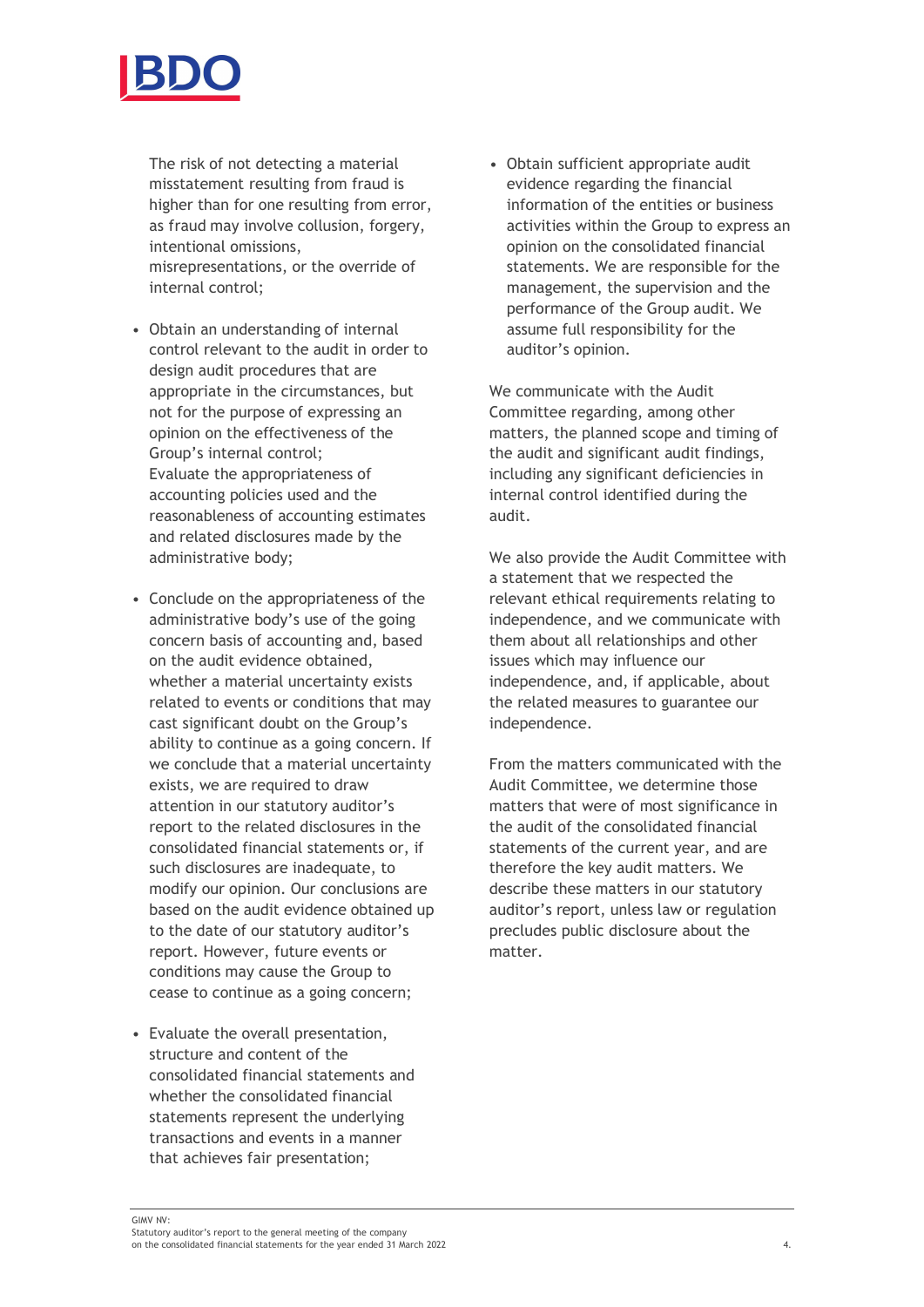The risk of not detecting a material misstatement resulting from fraud is higher than for one resulting from error, as fraud may involve collusion, forgery, intentional omissions, misrepresentations, or the override of internal control;

- Obtain an understanding of internal control relevant to the audit in order to design audit procedures that are appropriate in the circumstances, but not for the purpose of expressing an opinion on the effectiveness of the Group's internal control;
  Evaluate the appropriateness of accounting policies used and the reasonableness of accounting estimates and related disclosures made by the administrative body;
- Conclude on the appropriateness of the administrative body's use of the going concern basis of accounting and, based on the audit evidence obtained, whether a material uncertainty exists related to events or conditions that may cast significant doubt on the Group's ability to continue as a going concern. If we conclude that a material uncertainty exists, we are required to draw attention in our statutory auditor's report to the related disclosures in the consolidated financial statements or, if such disclosures are inadequate, to modify our opinion. Our conclusions are based on the audit evidence obtained up to the date of our statutory auditor's report. However, future events or conditions may cause the Group to cease to continue as a going concern;
- Evaluate the overall presentation, structure and content of the consolidated financial statements and whether the consolidated financial statements represent the underlying transactions and events in a manner that achieves fair presentation;
- Obtain sufficient appropriate audit evidence regarding the financial information of the entities or business activities within the Group to express an opinion on the consolidated financial statements. We are responsible for the management, the supervision and the performance of the Group audit. We assume full responsibility for the auditor's opinion.

We communicate with the Audit Committee regarding, among other matters, the planned scope and timing of the audit and significant audit findings, including any significant deficiencies in internal control identified during the audit.

We also provide the Audit Committee with a statement that we respected the relevant ethical requirements relating to independence, and we communicate with them about all relationships and other issues which may influence our independence, and, if applicable, about the related measures to guarantee our independence.

From the matters communicated with the Audit Committee, we determine those matters that were of most significance in the audit of the consolidated financial statements of the current year, and are therefore the key audit matters. We describe these matters in our statutory auditor's report, unless law or regulation precludes public disclosure about the matter.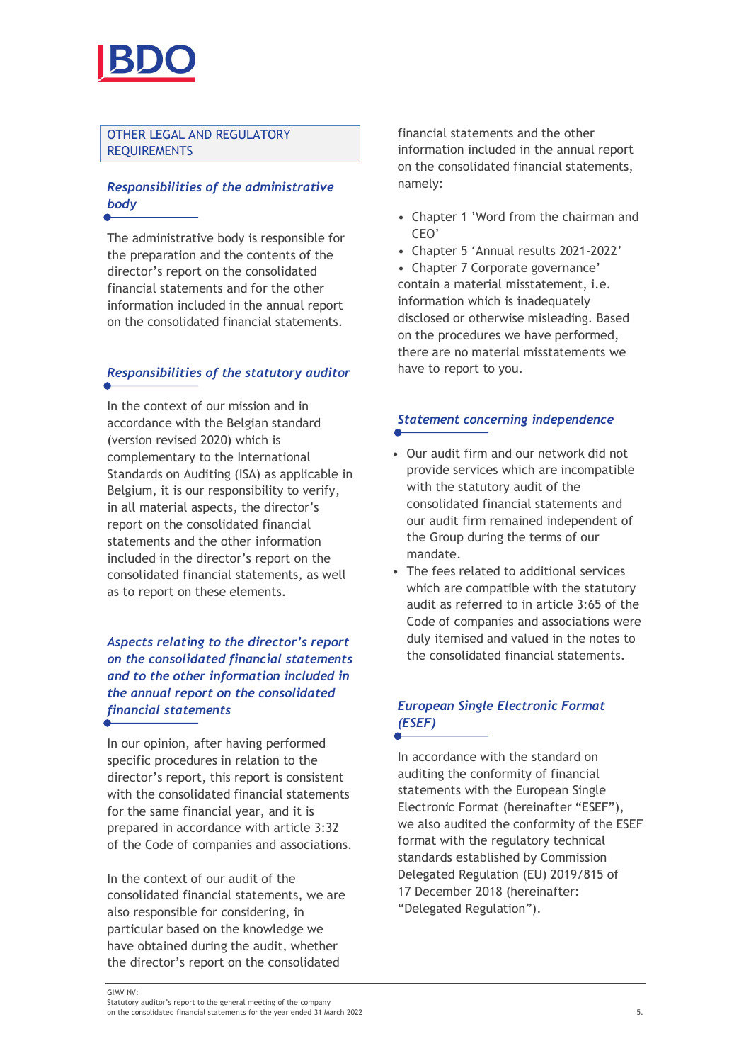## OTHER LEGAL AND REGULATORY REQUIREMENTS

### *Responsibilities of the administrative body*

The administrative body is responsible for the preparation and the contents of the director's report on the consolidated financial statements and for the other information included in the annual report on the consolidated financial statements.

### *Responsibilities of the statutory auditor*

In the context of our mission and in accordance with the Belgian standard (version revised 2020) which is complementary to the International Standards on Auditing (ISA) as applicable in Belgium, it is our responsibility to verify, in all material aspects, the director's report on the consolidated financial statements and the other information included in the director's report on the consolidated financial statements, as well as to report on these elements.

### *Aspects relating to the director's report on the consolidated financial statements and to the other information included in the annual report on the consolidated financial statements*

In our opinion, after having performed specific procedures in relation to the director's report, this report is consistent with the consolidated financial statements for the same financial year, and it is prepared in accordance with article 3:32 of the Code of companies and associations.

In the context of our audit of the consolidated financial statements, we are also responsible for considering, in particular based on the knowledge we have obtained during the audit, whether the director's report on the consolidated financial statements and the other information included in the annual report on the consolidated financial statements, namely:

- Chapter 1 'Word from the chairman and CEO'
- Chapter 5 'Annual results 2021-2022'
- Chapter 7 Corporate governance'

contain a material misstatement, i.e. information which is inadequately disclosed or otherwise misleading. Based on the procedures we have performed, there are no material misstatements we have to report to you.

### *Statement concerning independence*

- Our audit firm and our network did not provide services which are incompatible with the statutory audit of the consolidated financial statements and our audit firm remained independent of the Group during the terms of our mandate.
- The fees related to additional services which are compatible with the statutory audit as referred to in article 3:65 of the Code of companies and associations were duly itemised and valued in the notes to the consolidated financial statements.

### *European Single Electronic Format (ESEF)*

In accordance with the standard on auditing the conformity of financial statements with the European Single Electronic Format (hereinafter "ESEF"), we also audited the conformity of the ESEF format with the regulatory technical standards established by Commission Delegated Regulation (EU) 2019/815 of 17 December 2018 (hereinafter: "Delegated Regulation").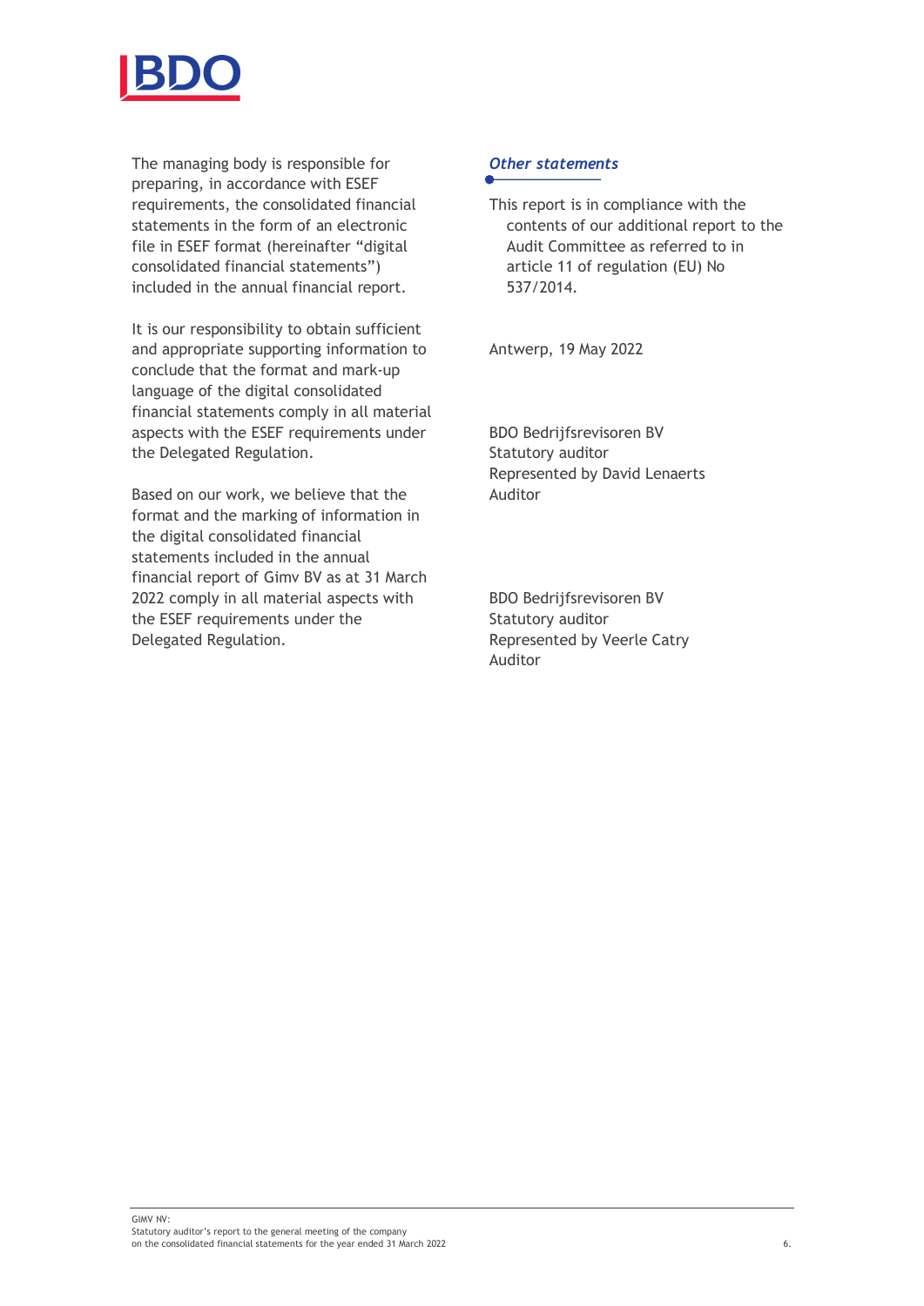The managing body is responsible for preparing, in accordance with ESEF requirements, the consolidated financial statements in the form of an electronic file in ESEF format (hereinafter "digital consolidated financial statements") included in the annual financial report.

It is our responsibility to obtain sufficient and appropriate supporting information to conclude that the format and mark-up language of the digital consolidated financial statements comply in all material aspects with the ESEF requirements under the Delegated Regulation.

Based on our work, we believe that the format and the marking of information in the digital consolidated financial statements included in the annual financial report of Gimv BV as at 31 March 2022 comply in all material aspects with the ESEF requirements under the Delegated Regulation.

### *Other statements*

This report is in compliance with the contents of our additional report to the Audit Committee as referred to in article 11 of regulation (EU) No 537/2014.

Antwerp, 19 May 2022

BDO Bedrijfsrevisoren BV
Statutory auditor
Represented by David Lenaerts
Auditor

BDO Bedrijfsrevisoren BV
Statutory auditor
Represented by Veerle Catry
Auditor